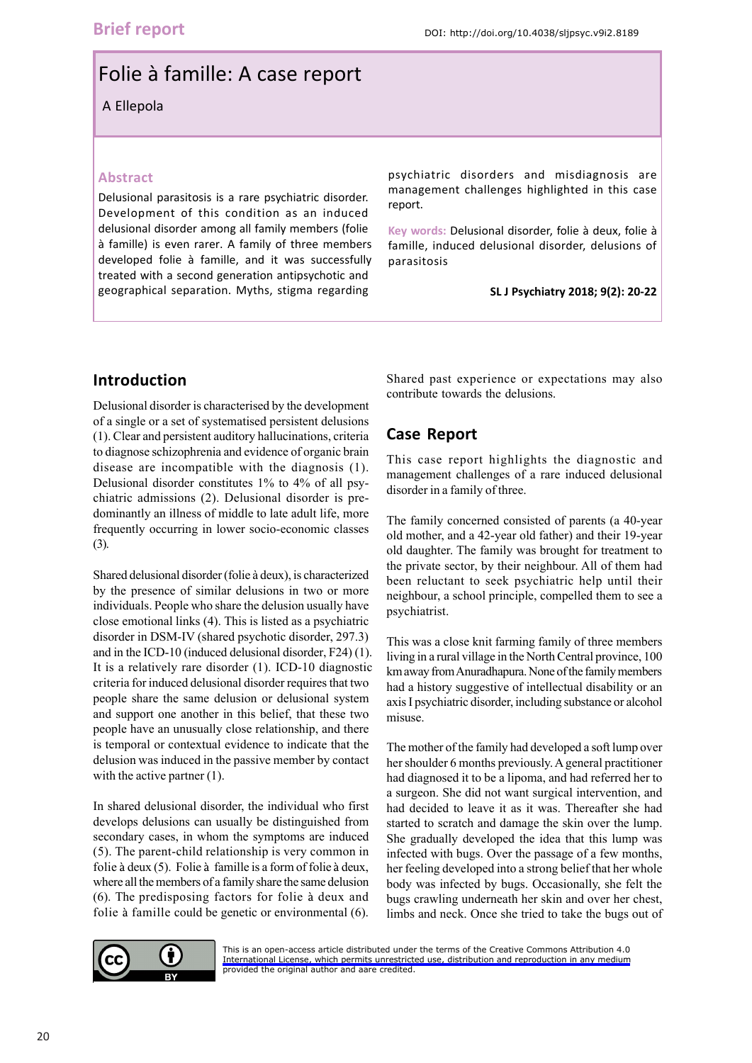Brief report

DOI: http://doi.org/10.4038/sljpsyc.v9i2.8189

# Folie à famille: A case report

A Ellepola

## Abstract

Delusional parasitosis is a rare psychiatric disorder. Development of this condition as an induced delusional disorder among all family members (folie à famille) is even rarer. A family of three members developed folie à famille, and it was successfully treated with a second generation antipsychotic and geographical separation. Myths, stigma regarding psychiatric disorders and misdiagnosis are management challenges highlighted in this case report.

**Key words:** Delusional disorder, folie à deux, folie à famille, induced delusional disorder, delusions of parasitosis

**SL J Psychiatry 2018; 9(2): 20-22**

## Introduction

Delusional disorder is characterised by the development of a single or a set of systematised persistent delusions (1). Clear and persistent auditory hallucinations, criteria to diagnose schizophrenia and evidence of organic brain disease are incompatible with the diagnosis (1). Delusional disorder constitutes 1% to 4% of all psychiatric admissions (2). Delusional disorder is predominantly an illness of middle to late adult life, more frequently occurring in lower socio-economic classes (3).

Shared delusional disorder (folie à deux), is characterized by the presence of similar delusions in two or more individuals. People who share the delusion usually have close emotional links (4). This is listed as a psychiatric disorder in DSM-IV (shared psychotic disorder, 297.3) and in the ICD-10 (induced delusional disorder, F24) (1). It is a relatively rare disorder (1). ICD-10 diagnostic criteria for induced delusional disorder requires that two people share the same delusion or delusional system and support one another in this belief, that these two people have an unusually close relationship, and there is temporal or contextual evidence to indicate that the delusion was induced in the passive member by contact with the active partner (1).

In shared delusional disorder, the individual who first develops delusions can usually be distinguished from secondary cases, in whom the symptoms are induced (5). The parent-child relationship is very common in folie à deux (5). Folie à famille is a form of folie à deux, where all the members of a family share the same delusion (6). The predisposing factors for folie à deux and folie à famille could be genetic or environmental (6). Shared past experience or expectations may also contribute towards the delusions.

## Case Report

This case report highlights the diagnostic and management challenges of a rare induced delusional disorder in a family of three.

The family concerned consisted of parents (a 40-year old mother, and a 42-year old father) and their 19-year old daughter. The family was brought for treatment to the private sector, by their neighbour. All of them had been reluctant to seek psychiatric help until their neighbour, a school principle, compelled them to see a psychiatrist.

This was a close knit farming family of three members living in a rural village in the North Central province, 100 km away from Anuradhapura. None of the family members had a history suggestive of intellectual disability or an axis I psychiatric disorder, including substance or alcohol misuse.

The mother of the family had developed a soft lump over her shoulder 6 months previously. A general practitioner had diagnosed it to be a lipoma, and had referred her to a surgeon. She did not want surgical intervention, and had decided to leave it as it was. Thereafter she had started to scratch and damage the skin over the lump. She gradually developed the idea that this lump was infected with bugs. Over the passage of a few months, her feeling developed into a strong belief that her whole body was infected by bugs. Occasionally, she felt the bugs crawling underneath her skin and over her chest, limbs and neck. Once she tried to take the bugs out of

This is an open-access article distributed under the terms of the Creative Commons Attribution 4.0 International License, which permits unrestricted use, distribution and reproduction in any medium provided the original author and aare credited.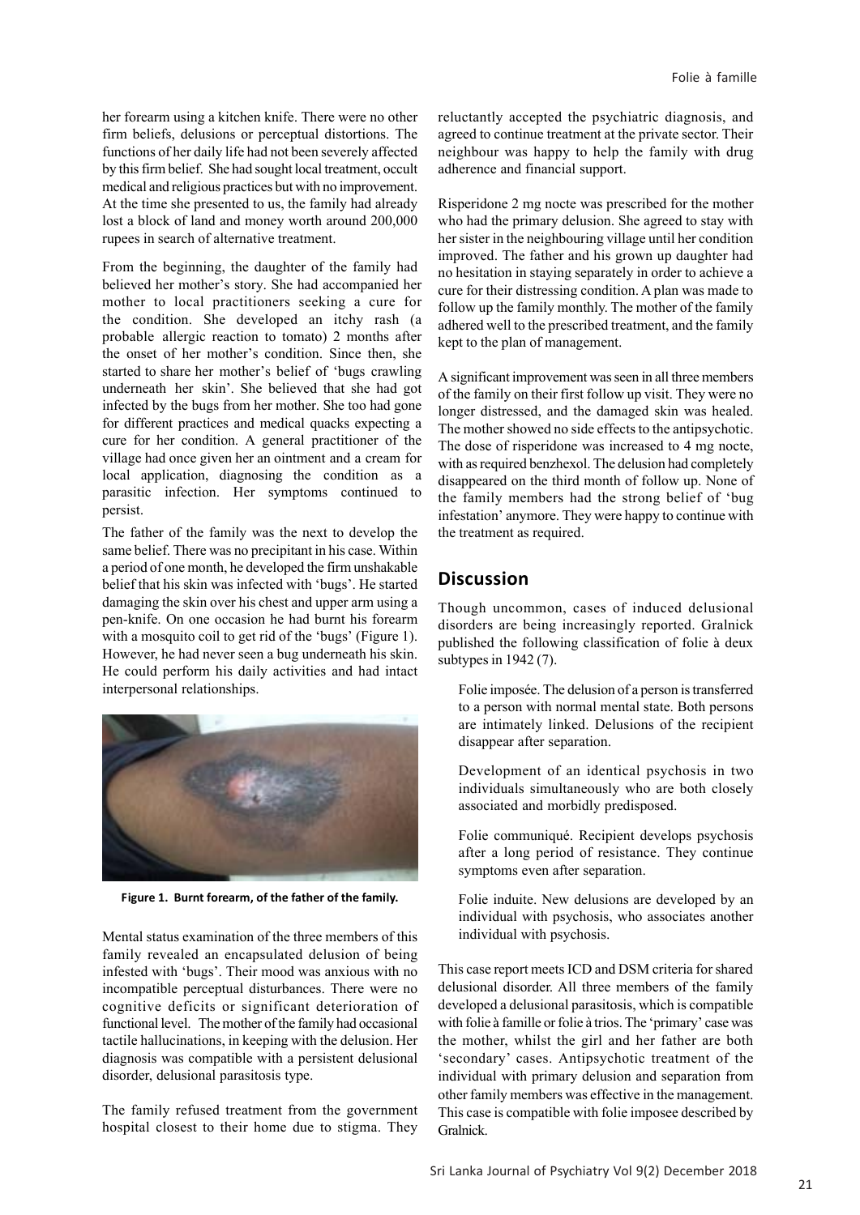her forearm using a kitchen knife. There were no other firm beliefs, delusions or perceptual distortions. The functions of her daily life had not been severely affected by this firm belief. She had sought local treatment, occult medical and religious practices but with no improvement. At the time she presented to us, the family had already lost a block of land and money worth around 200,000 rupees in search of alternative treatment.

From the beginning, the daughter of the family had believed her mother's story. She had accompanied her mother to local practitioners seeking a cure for the condition. She developed an itchy rash (a probable allergic reaction to tomato) 2 months after the onset of her mother's condition. Since then, she started to share her mother's belief of 'bugs crawling underneath her skin'. She believed that she had got infected by the bugs from her mother. She too had gone for different practices and medical quacks expecting a cure for her condition. A general practitioner of the village had once given her an ointment and a cream for local application, diagnosing the condition as a parasitic infection. Her symptoms continued to persist.

The father of the family was the next to develop the same belief. There was no precipitant in his case. Within a period of one month, he developed the firm unshakable belief that his skin was infected with 'bugs'. He started damaging the skin over his chest and upper arm using a pen-knife. On one occasion he had burnt his forearm with a mosquito coil to get rid of the 'bugs' (Figure 1). However, he had never seen a bug underneath his skin. He could perform his daily activities and had intact interpersonal relationships.

**Figure 1. Burnt forearm, of the father of the family.**

Mental status examination of the three members of this family revealed an encapsulated delusion of being infested with 'bugs'. Their mood was anxious with no incompatible perceptual disturbances. There were no cognitive deficits or significant deterioration of functional level. The mother of the family had occasional tactile hallucinations, in keeping with the delusion. Her diagnosis was compatible with a persistent delusional disorder, delusional parasitosis type.

The family refused treatment from the government hospital closest to their home due to stigma. They reluctantly accepted the psychiatric diagnosis, and agreed to continue treatment at the private sector. Their neighbour was happy to help the family with drug adherence and financial support.

Risperidone 2 mg nocte was prescribed for the mother who had the primary delusion. She agreed to stay with her sister in the neighbouring village until her condition improved. The father and his grown up daughter had no hesitation in staying separately in order to achieve a cure for their distressing condition. A plan was made to follow up the family monthly. The mother of the family adhered well to the prescribed treatment, and the family kept to the plan of management.

A significant improvement was seen in all three members of the family on their first follow up visit. They were no longer distressed, and the damaged skin was healed. The mother showed no side effects to the antipsychotic. The dose of risperidone was increased to 4 mg nocte, with as required benzhexol. The delusion had completely disappeared on the third month of follow up. None of the family members had the strong belief of 'bug infestation' anymore. They were happy to continue with the treatment as required.

## Discussion

Though uncommon, cases of induced delusional disorders are being increasingly reported. Gralnick published the following classification of folie à deux subtypes in 1942 (7).

> Folie imposée. The delusion of a person is transferred to a person with normal mental state. Both persons are intimately linked. Delusions of the recipient disappear after separation.
>
> Development of an identical psychosis in two individuals simultaneously who are both closely associated and morbidly predisposed.
>
> Folie communiqué. Recipient develops psychosis after a long period of resistance. They continue symptoms even after separation.
>
> Folie induite. New delusions are developed by an individual with psychosis, who associates another individual with psychosis.

This case report meets ICD and DSM criteria for shared delusional disorder. All three members of the family developed a delusional parasitosis, which is compatible with folie à famille or folie à trios. The 'primary' case was the mother, whilst the girl and her father are both 'secondary' cases. Antipsychotic treatment of the individual with primary delusion and separation from other family members was effective in the management. This case is compatible with folie imposee described by Gralnick.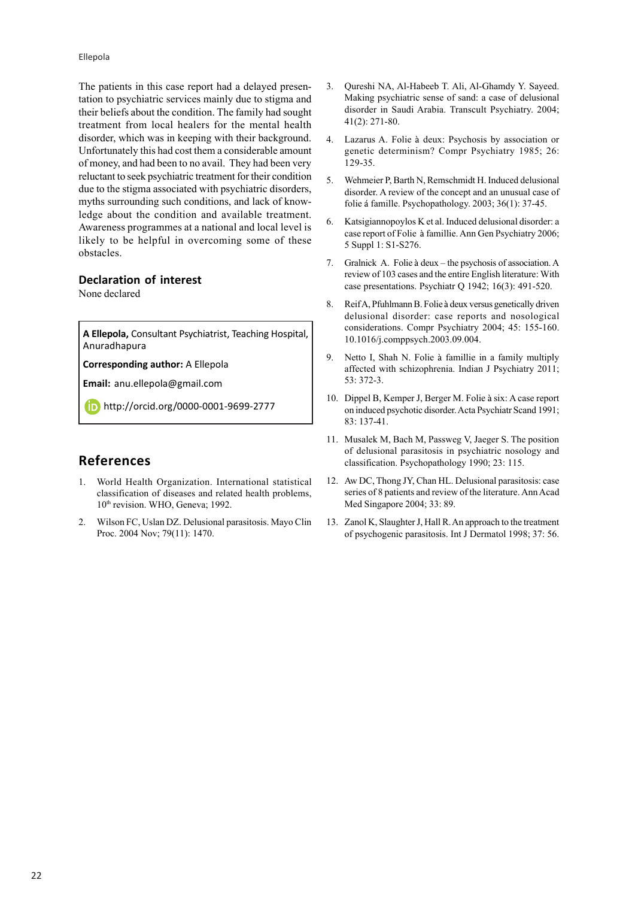The patients in this case report had a delayed presentation to psychiatric services mainly due to stigma and their beliefs about the condition. The family had sought treatment from local healers for the mental health disorder, which was in keeping with their background. Unfortunately this had cost them a considerable amount of money, and had been to no avail. They had been very reluctant to seek psychiatric treatment for their condition due to the stigma associated with psychiatric disorders, myths surrounding such conditions, and lack of knowledge about the condition and available treatment. Awareness programmes at a national and local level is likely to be helpful in overcoming some of these obstacles.

### Declaration of interest

None declared

**A Ellepola,** Consultant Psychiatrist, Teaching Hospital, Anuradhapura

**Corresponding author:** A Ellepola

**Email:** anu.ellepola@gmail.com

http://orcid.org/0000-0001-9699-2777

## References

1. World Health Organization. International statistical classification of diseases and related health problems, 10th revision. WHO, Geneva; 1992.
2. Wilson FC, Uslan DZ. Delusional parasitosis. Mayo Clin Proc. 2004 Nov; 79(11): 1470.
3. Qureshi NA, Al-Habeeb T. Ali, Al-Ghamdy Y. Sayeed. Making psychiatric sense of sand: a case of delusional disorder in Saudi Arabia. Transcult Psychiatry. 2004; 41(2): 271-80.
4. Lazarus A. Folie à deux: Psychosis by association or genetic determinism? Compr Psychiatry 1985; 26: 129-35.
5. Wehmeier P, Barth N, Remschmidt H. Induced delusional disorder. A review of the concept and an unusual case of folie á famille. Psychopathology. 2003; 36(1): 37-45.
6. Katsigiannopoylos K et al. Induced delusional disorder: a case report of Folie à famillie. Ann Gen Psychiatry 2006; 5 Suppl 1: S1-S276.
7. Gralnick A. Folie à deux – the psychosis of association. A review of 103 cases and the entire English literature: With case presentations. Psychiatr Q 1942; 16(3): 491-520.
8. Reif A, Pfuhlmann B. Folie à deux versus genetically driven delusional disorder: case reports and nosological considerations. Compr Psychiatry 2004; 45: 155-160. 10.1016/j.comppsych.2003.09.004.
9. Netto I, Shah N. Folie à famillie in a family multiply affected with schizophrenia. Indian J Psychiatry 2011; 53: 372-3.
10. Dippel B, Kemper J, Berger M. Folie à six: A case report on induced psychotic disorder. Acta Psychiatr Scand 1991; 83: 137-41.
11. Musalek M, Bach M, Passweg V, Jaeger S. The position of delusional parasitosis in psychiatric nosology and classification. Psychopathology 1990; 23: 115.
12. Aw DC, Thong JY, Chan HL. Delusional parasitosis: case series of 8 patients and review of the literature. Ann Acad Med Singapore 2004; 33: 89.
13. Zanol K, Slaughter J, Hall R. An approach to the treatment of psychogenic parasitosis. Int J Dermatol 1998; 37: 56.